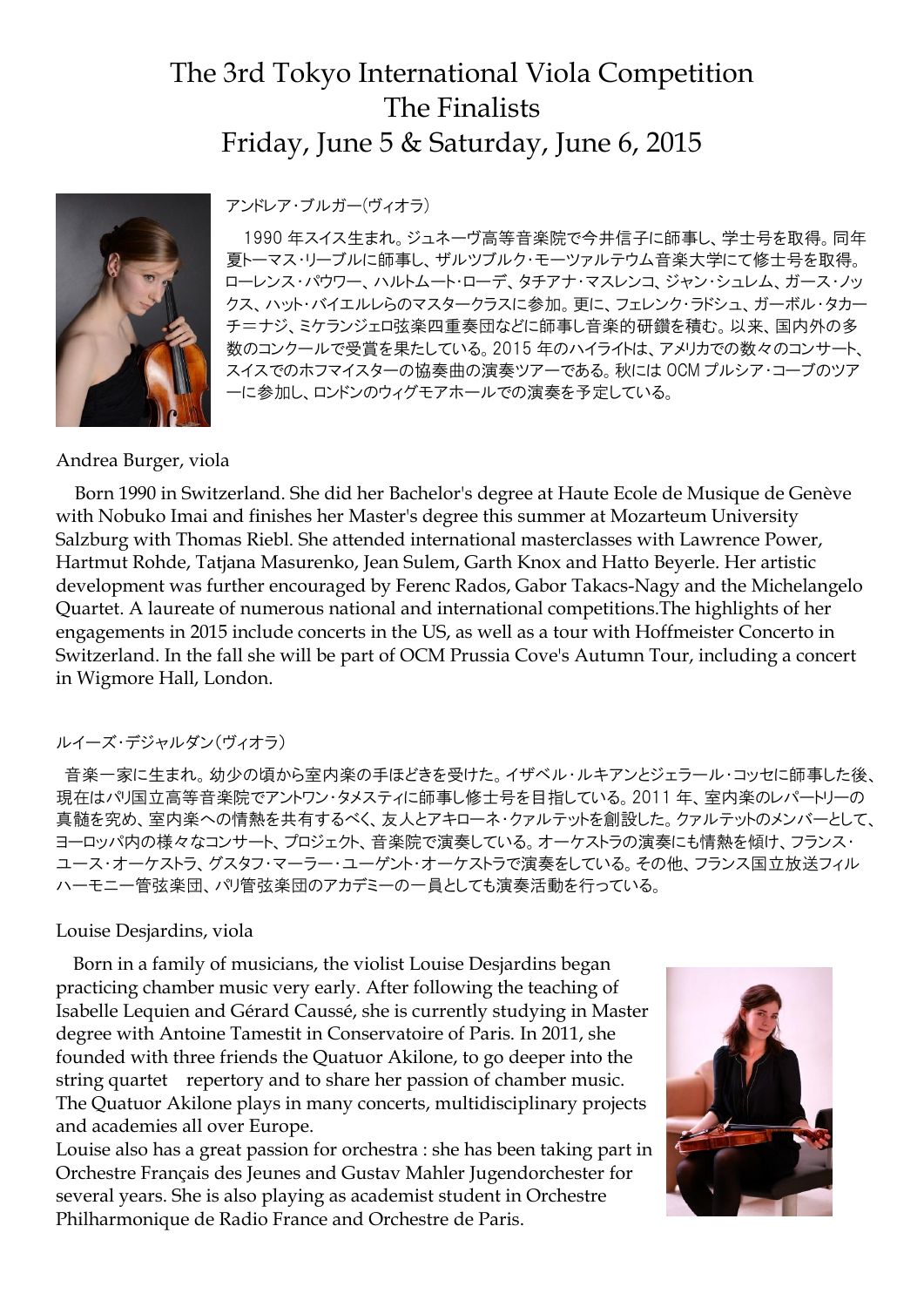# The 3rd Tokyo International Viola Competition
# The Finalists
# Friday, June 5 & Saturday, June 6, 2015

アンドレア・ブルガー(ヴィオラ)

1990 年スイス生まれ。ジュネーヴ高等音楽院で今井信子に師事し、学士号を取得。同年夏トーマス・リーブルに師事し、ザルツブルク・モーツァルテウム音楽大学にて修士号を取得。ローレンス・パウワー、ハルトムート・ローデ、タチアナ・マスレンコ、ジャン・シュレム、ガース・ノックス、ハット・バイエルレらのマスタークラスに参加。更に、フェレンク・ラドシュ、ガーボル・タカーチ＝ナジ、ミケランジェロ弦楽四重奏団などに師事し音楽的研鑽を積む。以来、国内外の多数のコンクールで受賞を果たしている。2015 年のハイライトは、アメリカでの数々のコンサート、スイスでのホフマイスターの協奏曲の演奏ツアーである。秋には OCM プルシア・コーブのツアーに参加し、ロンドンのウィグモアホールでの演奏を予定している。

Andrea Burger, viola

Born 1990 in Switzerland. She did her Bachelor's degree at Haute Ecole de Musique de Genève with Nobuko Imai and finishes her Master's degree this summer at Mozarteum University Salzburg with Thomas Riebl. She attended international masterclasses with Lawrence Power, Hartmut Rohde, Tatjana Masurenko, Jean Sulem, Garth Knox and Hatto Beyerle. Her artistic development was further encouraged by Ferenc Rados, Gabor Takacs-Nagy and the Michelangelo Quartet. A laureate of numerous national and international competitions.The highlights of her engagements in 2015 include concerts in the US, as well as a tour with Hoffmeister Concerto in Switzerland. In the fall she will be part of OCM Prussia Cove's Autumn Tour, including a concert in Wigmore Hall, London.

ルイーズ・デジャルダン(ヴィオラ)

音楽一家に生まれ。幼少の頃から室内楽の手ほどきを受けた。イザベル・ルキアンとジェラール・コッセに師事した後、現在はパリ国立高等音楽院でアントワン・タメスティに師事し修士号を目指している。2011 年、室内楽のレパートリーの真髄を究め、室内楽への情熱を共有するべく、友人とアキローネ・クァルテットを創設した。クァルテットのメンバーとして、ヨーロッパ内の様々なコンサート、プロジェクト、音楽院で演奏している。オーケストラの演奏にも情熱を傾け、フランス・ユース・オーケストラ、グスタフ・マーラー・ユーゲント・オーケストラで演奏をしている。その他、フランス国立放送フィルハーモニー管弦楽団、パリ管弦楽団のアカデミーの一員としても演奏活動を行っている。

Louise Desjardins, viola

Born in a family of musicians, the violist Louise Desjardins began practicing chamber music very early. After following the teaching of Isabelle Lequien and Gérard Caussé, she is currently studying in Master degree with Antoine Tamestit in Conservatoire of Paris. In 2011, she founded with three friends the Quatuor Akilone, to go deeper into the string quartet repertory and to share her passion of chamber music. The Quatuor Akilone plays in many concerts, multidisciplinary projects and academies all over Europe.

Louise also has a great passion for orchestra : she has been taking part in Orchestre Français des Jeunes and Gustav Mahler Jugendorchester for several years. She is also playing as academist student in Orchestre Philharmonique de Radio France and Orchestre de Paris.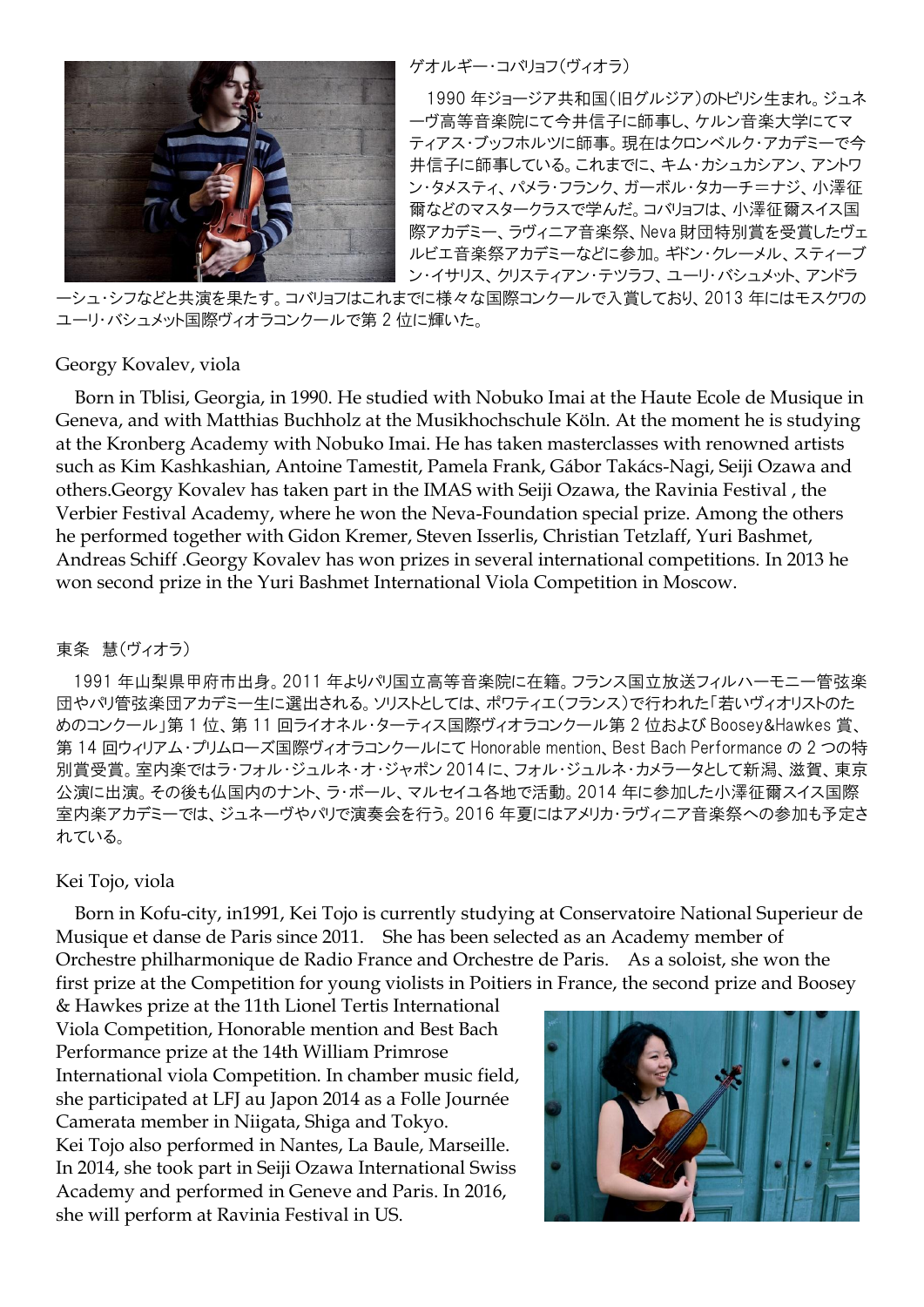ゲオルギー・コバリョフ（ヴィオラ）

1990 年ジョージア共和国（旧グルジア）のトビリシ生まれ。ジュネーヴ高等音楽院にて今井信子に師事し、ケルン音楽大学にてマティアス・ブッフホルツに師事。現在はクロンベルク・アカデミーで今井信子に師事している。これまでに、キム・カシュカシアン、アントワン・タメスティ、パメラ・フランク、ガーボル・タカーチ＝ナジ、小澤征爾などのマスタークラスで学んだ。コバリョフは、小澤征爾スイス国際アカデミー、ラヴィニア音楽祭、Neva 財団特別賞を受賞したヴェルビエ音楽祭アカデミーなどに参加。ギドン・クレーメル、スティーブン・イサリス、クリスティアン・テツラフ、ユーリ・バシュメット、アンドラーシュ・シフなどと共演を果たす。コバリョフはこれまでに様々な国際コンクールで入賞しており、2013 年にはモスクワのユーリ・バシュメット国際ヴィオラコンクールで第 2 位に輝いた。

Georgy Kovalev, viola

Born in Tblisi, Georgia, in 1990. He studied with Nobuko Imai at the Haute Ecole de Musique in Geneva, and with Matthias Buchholz at the Musikhochschule Köln. At the moment he is studying at the Kronberg Academy with Nobuko Imai. He has taken masterclasses with renowned artists such as Kim Kashkashian, Antoine Tamestit, Pamela Frank, Gábor Takács-Nagi, Seiji Ozawa and others.Georgy Kovalev has taken part in the IMAS with Seiji Ozawa, the Ravinia Festival , the Verbier Festival Academy, where he won the Neva-Foundation special prize. Among the others he performed together with Gidon Kremer, Steven Isserlis, Christian Tetzlaff, Yuri Bashmet, Andreas Schiff .Georgy Kovalev has won prizes in several international competitions. In 2013 he won second prize in the Yuri Bashmet International Viola Competition in Moscow.

東条　慧（ヴィオラ）

1991 年山梨県甲府市出身。2011 年よりパリ国立高等音楽院に在籍。フランス国立放送フィルハーモニー管弦楽団やパリ管弦楽団アカデミー生に選出される。ソリストとしては、ポワティエ（フランス）で行われた「若いヴィオリストのためのコンクール」第 1 位、第 11 回ライオネル・ターティス国際ヴィオラコンクール第 2 位および Boosey&Hawkes 賞、第 14 回ウィリアム・プリムローズ国際ヴィオラコンクールにて Honorable mention、Best Bach Performance の 2 つの特別賞受賞。室内楽ではラ・フォル・ジュルネ・オ・ジャポン 2014 に、フォル・ジュルネ・カメラータとして新潟、滋賀、東京公演に出演。その後も仏国内のナント、ラ・ボール、マルセイユ各地で活動。2014 年に参加した小澤征爾スイス国際室内楽アカデミーでは、ジュネーヴやパリで演奏会を行う。2016 年夏にはアメリカ・ラヴィニア音楽祭への参加も予定されている。

Kei Tojo, viola

Born in Kofu-city, in1991, Kei Tojo is currently studying at Conservatoire National Superieur de Musique et danse de Paris since 2011.　She has been selected as an Academy member of Orchestre philharmonique de Radio France and Orchestre de Paris.　As a soloist, she won the first prize at the Competition for young violists in Poitiers in France, the second prize and Boosey & Hawkes prize at the 11th Lionel Tertis International Viola Competition, Honorable mention and Best Bach Performance prize at the 14th William Primrose International viola Competition. In chamber music field, she participated at LFJ au Japon 2014 as a Folle Journée Camerata member in Niigata, Shiga and Tokyo.
Kei Tojo also performed in Nantes, La Baule, Marseille. In 2014, she took part in Seiji Ozawa International Swiss Academy and performed in Geneve and Paris. In 2016, she will perform at Ravinia Festival in US.